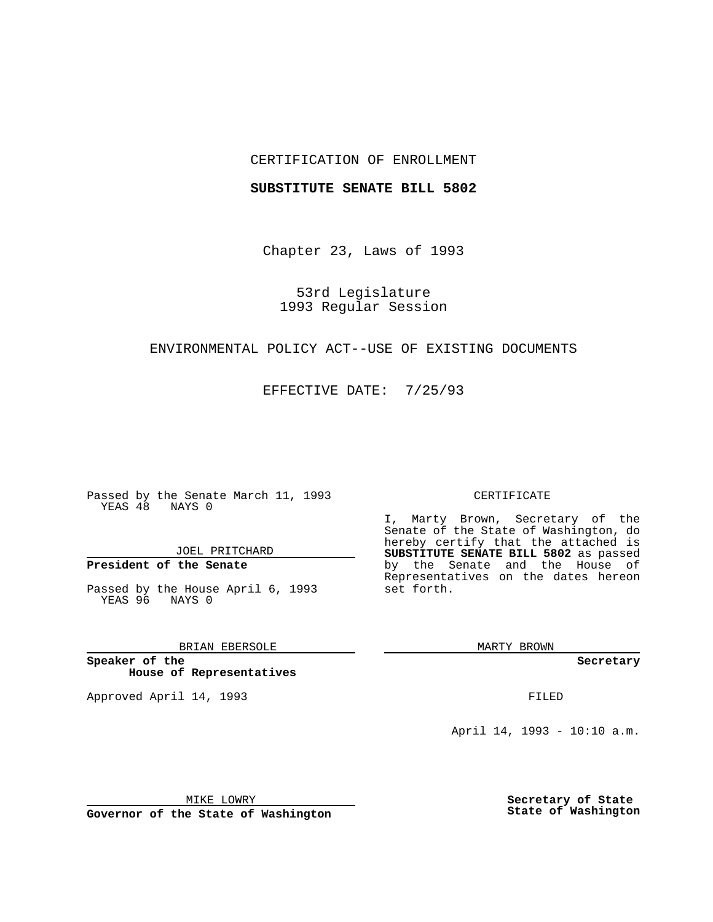CERTIFICATION OF ENROLLMENT

**SUBSTITUTE SENATE BILL 5802**

Chapter 23, Laws of 1993

53rd Legislature
1993 Regular Session

ENVIRONMENTAL POLICY ACT--USE OF EXISTING DOCUMENTS

EFFECTIVE DATE: 7/25/93

Passed by the Senate March 11, 1993
YEAS 48 NAYS 0

JOEL PRITCHARD

**President of the Senate**

Passed by the House April 6, 1993
YEAS 96 NAYS 0

BRIAN EBERSOLE

**Speaker of the House of Representatives**

Approved April 14, 1993

MIKE LOWRY

**Governor of the State of Washington**

CERTIFICATE

I, Marty Brown, Secretary of the Senate of the State of Washington, do hereby certify that the attached is **SUBSTITUTE SENATE BILL 5802** as passed by the Senate and the House of Representatives on the dates hereon set forth.

MARTY BROWN

**Secretary**

FILED

April 14, 1993 - 10:10 a.m.

**Secretary of State**
**State of Washington**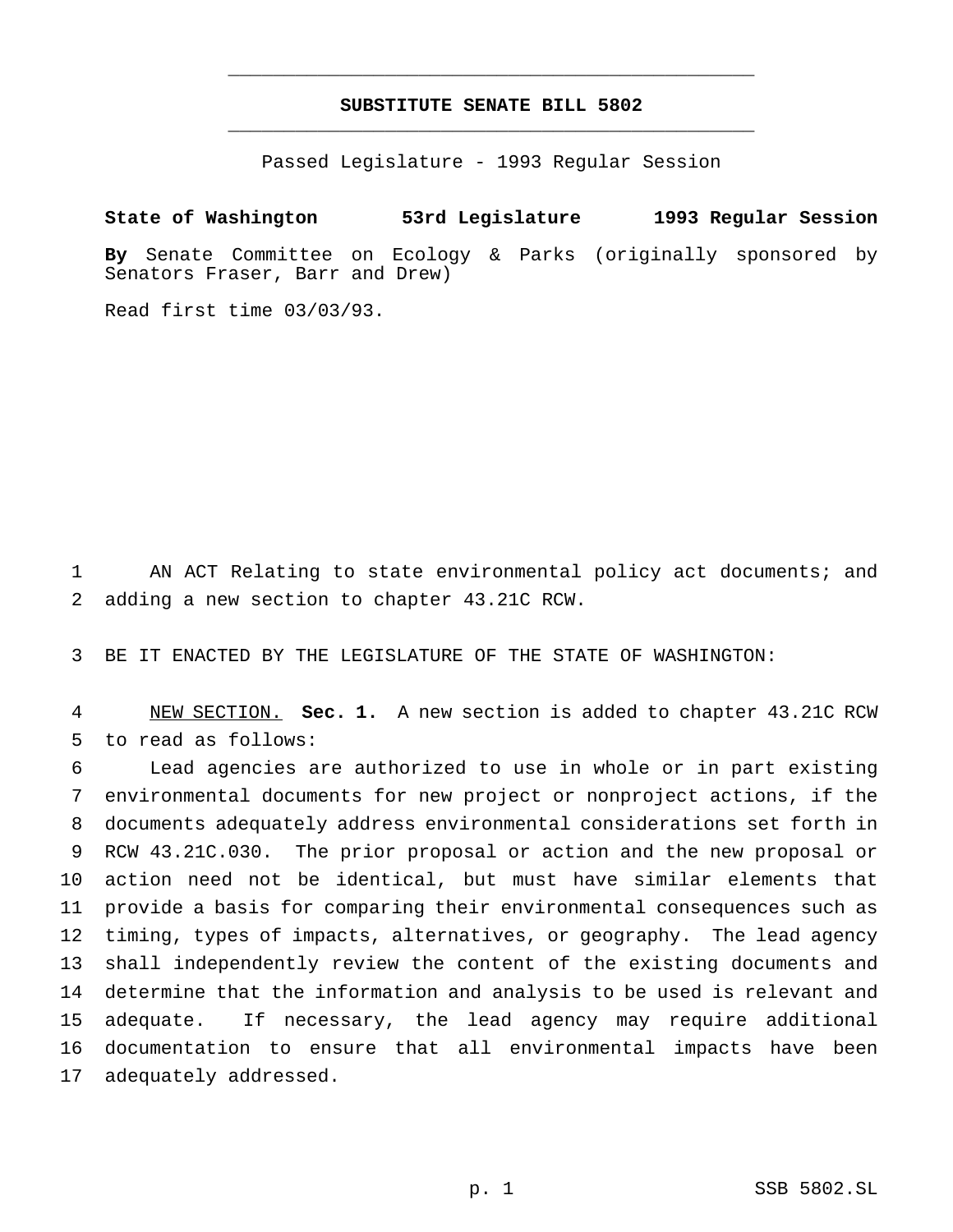# SUBSTITUTE SENATE BILL 5802

Passed Legislature - 1993 Regular Session

**State of Washington 53rd Legislature 1993 Regular Session**

**By** Senate Committee on Ecology & Parks (originally sponsored by Senators Fraser, Barr and Drew)

Read first time 03/03/93.

AN ACT Relating to state environmental policy act documents; and adding a new section to chapter 43.21C RCW.

BE IT ENACTED BY THE LEGISLATURE OF THE STATE OF WASHINGTON:

NEW SECTION. **Sec. 1.** A new section is added to chapter 43.21C RCW to read as follows:

Lead agencies are authorized to use in whole or in part existing environmental documents for new project or nonproject actions, if the documents adequately address environmental considerations set forth in RCW 43.21C.030. The prior proposal or action and the new proposal or action need not be identical, but must have similar elements that provide a basis for comparing their environmental consequences such as timing, types of impacts, alternatives, or geography. The lead agency shall independently review the content of the existing documents and determine that the information and analysis to be used is relevant and adequate. If necessary, the lead agency may require additional documentation to ensure that all environmental impacts have been adequately addressed.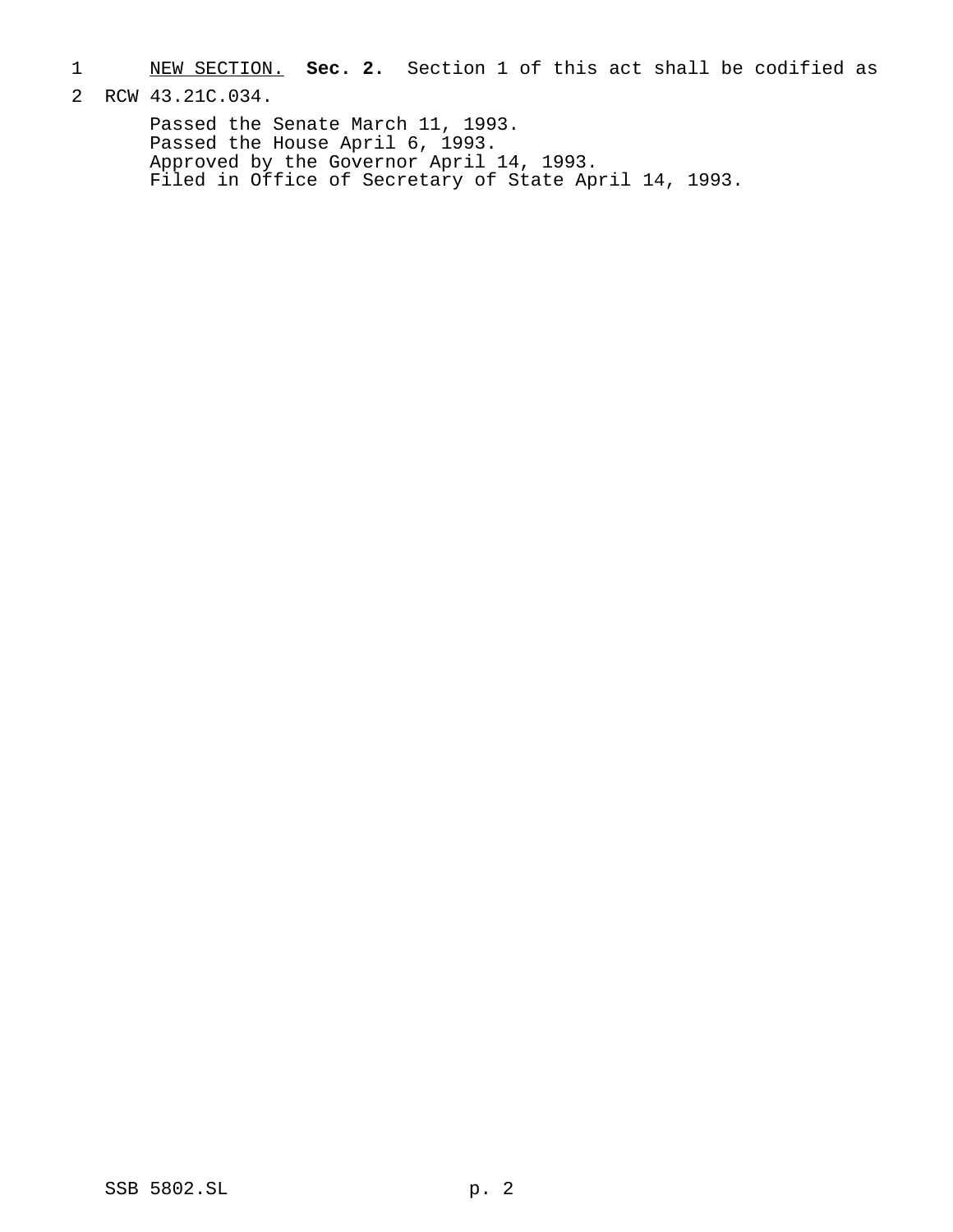NEW SECTION. **Sec. 2.** Section 1 of this act shall be codified as RCW 43.21C.034.

Passed the Senate March 11, 1993.
Passed the House April 6, 1993.
Approved by the Governor April 14, 1993.
Filed in Office of Secretary of State April 14, 1993.